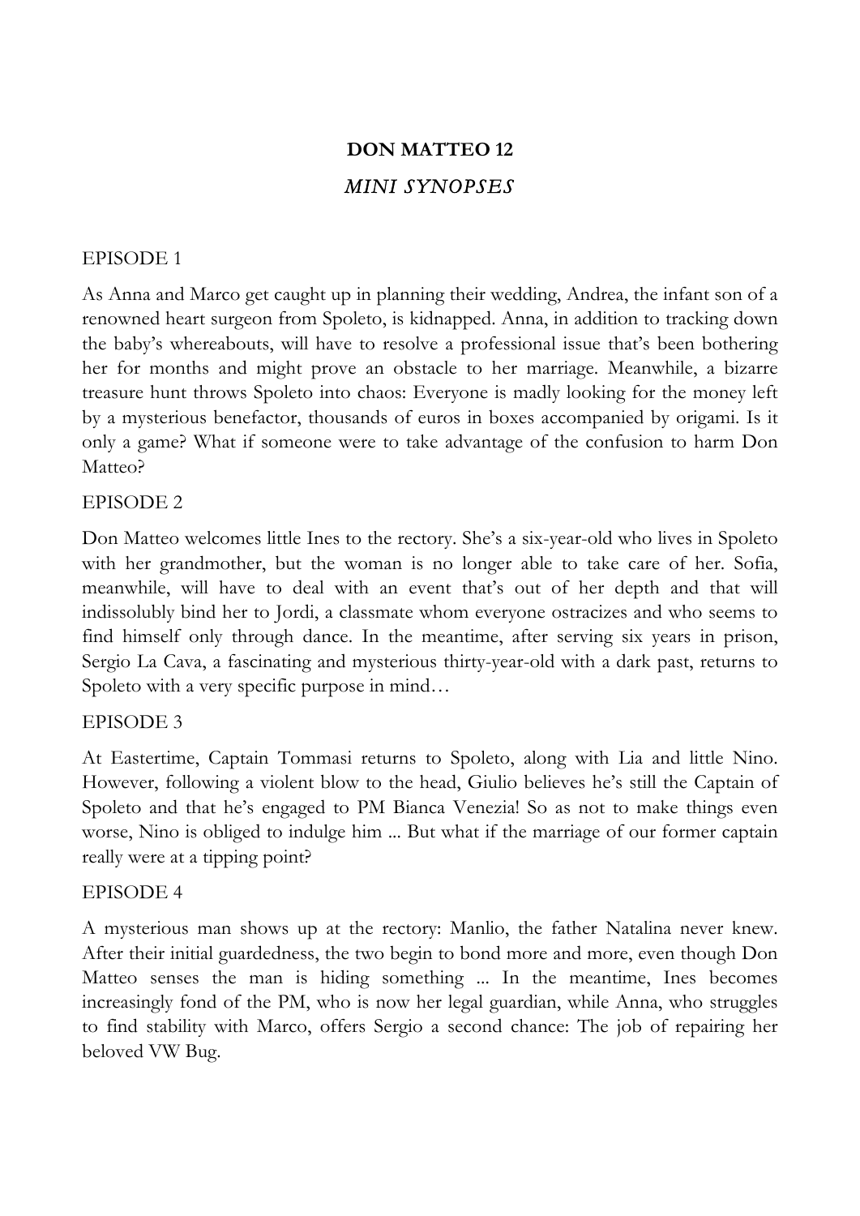# DON MATTEO 12

## *MINI SYNOPSES*

EPISODE 1

As Anna and Marco get caught up in planning their wedding, Andrea, the infant son of a renowned heart surgeon from Spoleto, is kidnapped. Anna, in addition to tracking down the baby's whereabouts, will have to resolve a professional issue that's been bothering her for months and might prove an obstacle to her marriage. Meanwhile, a bizarre treasure hunt throws Spoleto into chaos: Everyone is madly looking for the money left by a mysterious benefactor, thousands of euros in boxes accompanied by origami. Is it only a game? What if someone were to take advantage of the confusion to harm Don Matteo?

EPISODE 2

Don Matteo welcomes little Ines to the rectory. She's a six-year-old who lives in Spoleto with her grandmother, but the woman is no longer able to take care of her. Sofia, meanwhile, will have to deal with an event that's out of her depth and that will indissolubly bind her to Jordi, a classmate whom everyone ostracizes and who seems to find himself only through dance. In the meantime, after serving six years in prison, Sergio La Cava, a fascinating and mysterious thirty-year-old with a dark past, returns to Spoleto with a very specific purpose in mind…

EPISODE 3

At Eastertime, Captain Tommasi returns to Spoleto, along with Lia and little Nino. However, following a violent blow to the head, Giulio believes he's still the Captain of Spoleto and that he's engaged to PM Bianca Venezia! So as not to make things even worse, Nino is obliged to indulge him ... But what if the marriage of our former captain really were at a tipping point?

EPISODE 4

A mysterious man shows up at the rectory: Manlio, the father Natalina never knew. After their initial guardedness, the two begin to bond more and more, even though Don Matteo senses the man is hiding something ... In the meantime, Ines becomes increasingly fond of the PM, who is now her legal guardian, while Anna, who struggles to find stability with Marco, offers Sergio a second chance: The job of repairing her beloved VW Bug.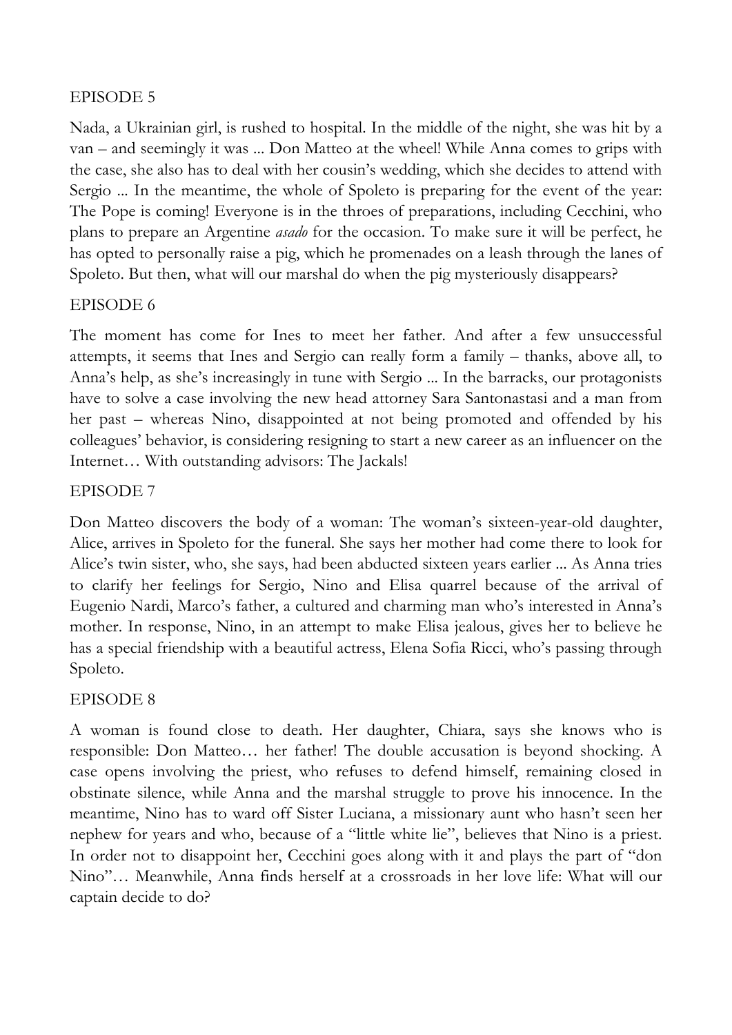## EPISODE 5

Nada, a Ukrainian girl, is rushed to hospital. In the middle of the night, she was hit by a van – and seemingly it was ... Don Matteo at the wheel! While Anna comes to grips with the case, she also has to deal with her cousin's wedding, which she decides to attend with Sergio ... In the meantime, the whole of Spoleto is preparing for the event of the year: The Pope is coming! Everyone is in the throes of preparations, including Cecchini, who plans to prepare an Argentine *asado* for the occasion. To make sure it will be perfect, he has opted to personally raise a pig, which he promenades on a leash through the lanes of Spoleto. But then, what will our marshal do when the pig mysteriously disappears?

## EPISODE 6

The moment has come for Ines to meet her father. And after a few unsuccessful attempts, it seems that Ines and Sergio can really form a family – thanks, above all, to Anna's help, as she's increasingly in tune with Sergio ... In the barracks, our protagonists have to solve a case involving the new head attorney Sara Santonastasi and a man from her past – whereas Nino, disappointed at not being promoted and offended by his colleagues' behavior, is considering resigning to start a new career as an influencer on the Internet… With outstanding advisors: The Jackals!

## EPISODE 7

Don Matteo discovers the body of a woman: The woman's sixteen-year-old daughter, Alice, arrives in Spoleto for the funeral. She says her mother had come there to look for Alice's twin sister, who, she says, had been abducted sixteen years earlier ... As Anna tries to clarify her feelings for Sergio, Nino and Elisa quarrel because of the arrival of Eugenio Nardi, Marco's father, a cultured and charming man who's interested in Anna's mother. In response, Nino, in an attempt to make Elisa jealous, gives her to believe he has a special friendship with a beautiful actress, Elena Sofia Ricci, who's passing through Spoleto.

## EPISODE 8

A woman is found close to death. Her daughter, Chiara, says she knows who is responsible: Don Matteo… her father! The double accusation is beyond shocking. A case opens involving the priest, who refuses to defend himself, remaining closed in obstinate silence, while Anna and the marshal struggle to prove his innocence. In the meantime, Nino has to ward off Sister Luciana, a missionary aunt who hasn't seen her nephew for years and who, because of a "little white lie", believes that Nino is a priest. In order not to disappoint her, Cecchini goes along with it and plays the part of "don Nino"… Meanwhile, Anna finds herself at a crossroads in her love life: What will our captain decide to do?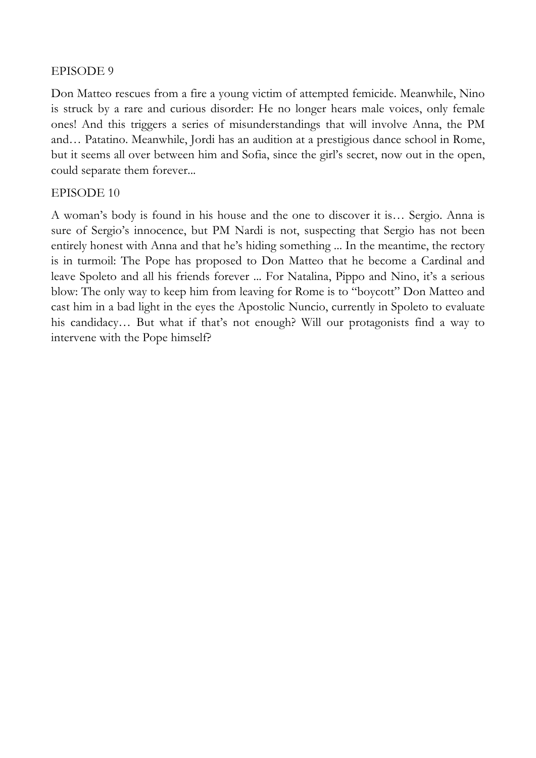## EPISODE 9

Don Matteo rescues from a fire a young victim of attempted femicide. Meanwhile, Nino is struck by a rare and curious disorder: He no longer hears male voices, only female ones! And this triggers a series of misunderstandings that will involve Anna, the PM and… Patatino. Meanwhile, Jordi has an audition at a prestigious dance school in Rome, but it seems all over between him and Sofia, since the girl's secret, now out in the open, could separate them forever...

## EPISODE 10

A woman's body is found in his house and the one to discover it is… Sergio. Anna is sure of Sergio's innocence, but PM Nardi is not, suspecting that Sergio has not been entirely honest with Anna and that he's hiding something ... In the meantime, the rectory is in turmoil: The Pope has proposed to Don Matteo that he become a Cardinal and leave Spoleto and all his friends forever ... For Natalina, Pippo and Nino, it's a serious blow: The only way to keep him from leaving for Rome is to "boycott" Don Matteo and cast him in a bad light in the eyes the Apostolic Nuncio, currently in Spoleto to evaluate his candidacy… But what if that's not enough? Will our protagonists find a way to intervene with the Pope himself?